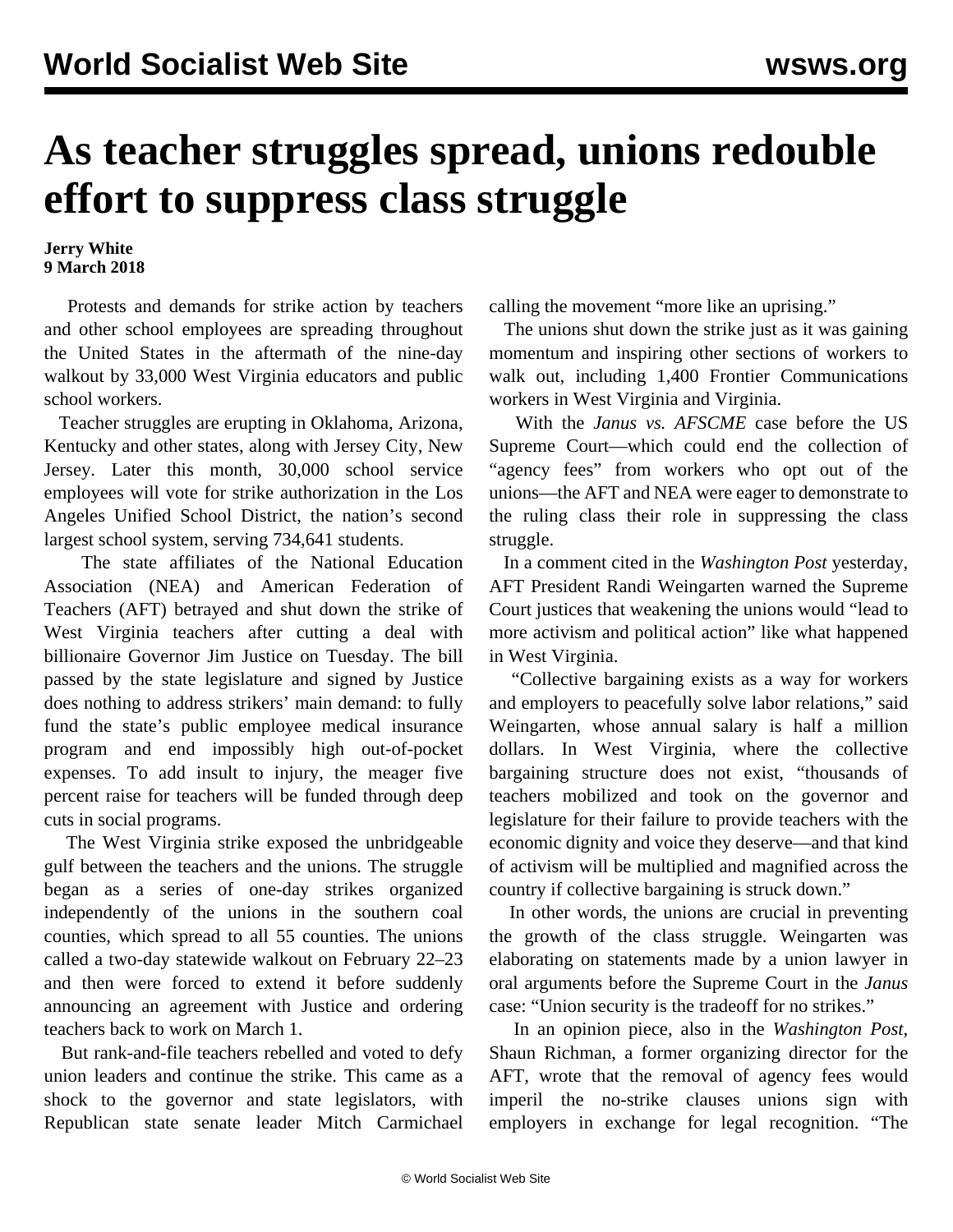# As teacher struggles spread, unions redouble effort to suppress class struggle

**Jerry White**
**9 March 2018**

Protests and demands for strike action by teachers and other school employees are spreading throughout the United States in the aftermath of the nine-day walkout by 33,000 West Virginia educators and public school workers.

Teacher struggles are erupting in Oklahoma, Arizona, Kentucky and other states, along with Jersey City, New Jersey. Later this month, 30,000 school service employees will vote for strike authorization in the Los Angeles Unified School District, the nation's second largest school system, serving 734,641 students.

The state affiliates of the National Education Association (NEA) and American Federation of Teachers (AFT) betrayed and shut down the strike of West Virginia teachers after cutting a deal with billionaire Governor Jim Justice on Tuesday. The bill passed by the state legislature and signed by Justice does nothing to address strikers' main demand: to fully fund the state's public employee medical insurance program and end impossibly high out-of-pocket expenses. To add insult to injury, the meager five percent raise for teachers will be funded through deep cuts in social programs.

The West Virginia strike exposed the unbridgeable gulf between the teachers and the unions. The struggle began as a series of one-day strikes organized independently of the unions in the southern coal counties, which spread to all 55 counties. The unions called a two-day statewide walkout on February 22–23 and then were forced to extend it before suddenly announcing an agreement with Justice and ordering teachers back to work on March 1.

But rank-and-file teachers rebelled and voted to defy union leaders and continue the strike. This came as a shock to the governor and state legislators, with Republican state senate leader Mitch Carmichael calling the movement "more like an uprising."

The unions shut down the strike just as it was gaining momentum and inspiring other sections of workers to walk out, including 1,400 Frontier Communications workers in West Virginia and Virginia.

With the *Janus vs. AFSCME* case before the US Supreme Court—which could end the collection of "agency fees" from workers who opt out of the unions—the AFT and NEA were eager to demonstrate to the ruling class their role in suppressing the class struggle.

In a comment cited in the *Washington Post* yesterday, AFT President Randi Weingarten warned the Supreme Court justices that weakening the unions would "lead to more activism and political action" like what happened in West Virginia.

"Collective bargaining exists as a way for workers and employers to peacefully solve labor relations," said Weingarten, whose annual salary is half a million dollars. In West Virginia, where the collective bargaining structure does not exist, "thousands of teachers mobilized and took on the governor and legislature for their failure to provide teachers with the economic dignity and voice they deserve—and that kind of activism will be multiplied and magnified across the country if collective bargaining is struck down."

In other words, the unions are crucial in preventing the growth of the class struggle. Weingarten was elaborating on statements made by a union lawyer in oral arguments before the Supreme Court in the *Janus* case: "Union security is the tradeoff for no strikes."

In an opinion piece, also in the *Washington Post*, Shaun Richman, a former organizing director for the AFT, wrote that the removal of agency fees would imperil the no-strike clauses unions sign with employers in exchange for legal recognition. "The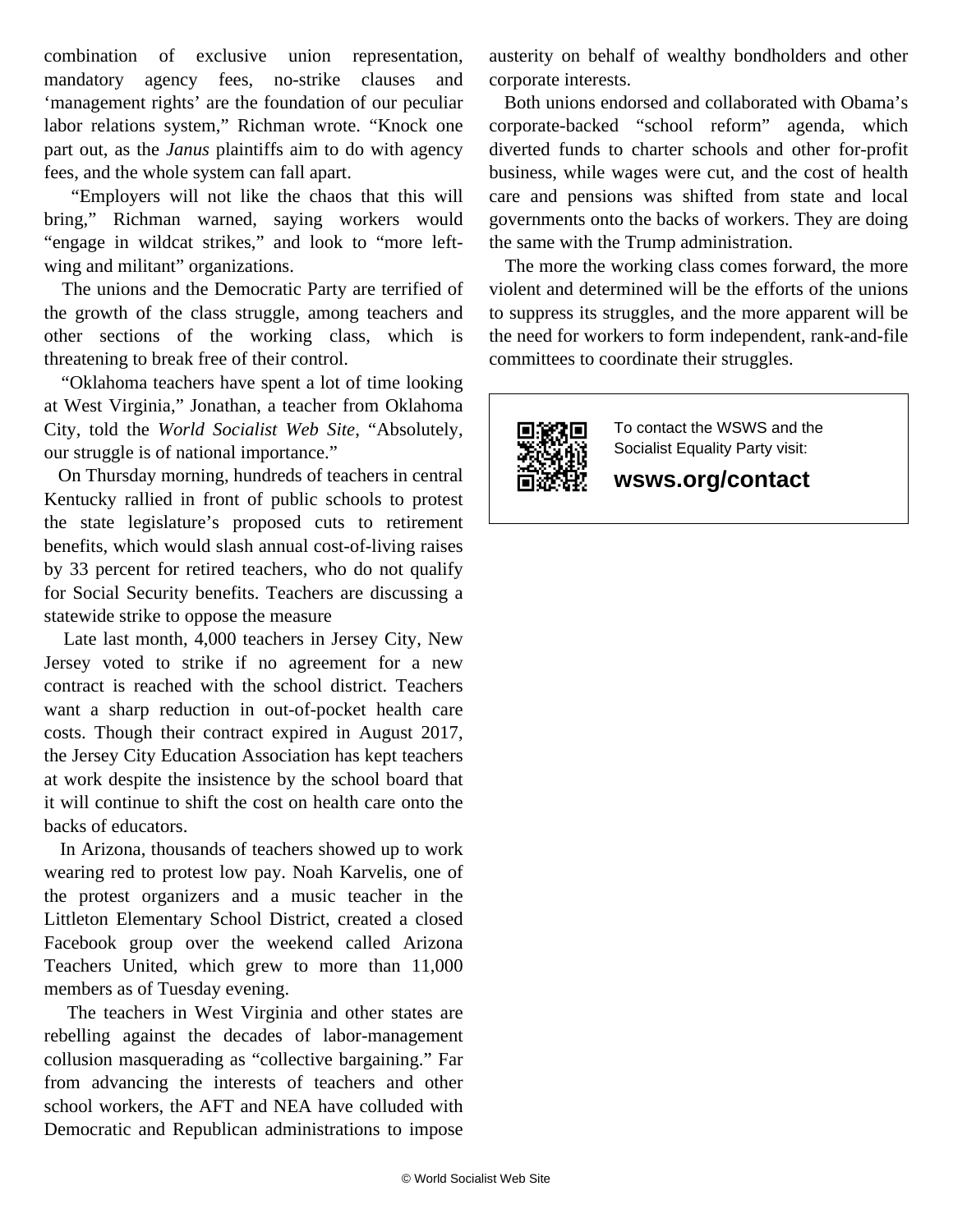combination of exclusive union representation, mandatory agency fees, no-strike clauses and 'management rights' are the foundation of our peculiar labor relations system," Richman wrote. "Knock one part out, as the *Janus* plaintiffs aim to do with agency fees, and the whole system can fall apart.

"Employers will not like the chaos that this will bring," Richman warned, saying workers would "engage in wildcat strikes," and look to "more left-wing and militant" organizations.

The unions and the Democratic Party are terrified of the growth of the class struggle, among teachers and other sections of the working class, which is threatening to break free of their control.

"Oklahoma teachers have spent a lot of time looking at West Virginia," Jonathan, a teacher from Oklahoma City, told the *World Socialist Web Site*, "Absolutely, our struggle is of national importance."

On Thursday morning, hundreds of teachers in central Kentucky rallied in front of public schools to protest the state legislature's proposed cuts to retirement benefits, which would slash annual cost-of-living raises by 33 percent for retired teachers, who do not qualify for Social Security benefits. Teachers are discussing a statewide strike to oppose the measure

Late last month, 4,000 teachers in Jersey City, New Jersey voted to strike if no agreement for a new contract is reached with the school district. Teachers want a sharp reduction in out-of-pocket health care costs. Though their contract expired in August 2017, the Jersey City Education Association has kept teachers at work despite the insistence by the school board that it will continue to shift the cost on health care onto the backs of educators.

In Arizona, thousands of teachers showed up to work wearing red to protest low pay. Noah Karvelis, one of the protest organizers and a music teacher in the Littleton Elementary School District, created a closed Facebook group over the weekend called Arizona Teachers United, which grew to more than 11,000 members as of Tuesday evening.

The teachers in West Virginia and other states are rebelling against the decades of labor-management collusion masquerading as "collective bargaining." Far from advancing the interests of teachers and other school workers, the AFT and NEA have colluded with Democratic and Republican administrations to impose austerity on behalf of wealthy bondholders and other corporate interests.

Both unions endorsed and collaborated with Obama's corporate-backed "school reform" agenda, which diverted funds to charter schools and other for-profit business, while wages were cut, and the cost of health care and pensions was shifted from state and local governments onto the backs of workers. They are doing the same with the Trump administration.

The more the working class comes forward, the more violent and determined will be the efforts of the unions to suppress its struggles, and the more apparent will be the need for workers to form independent, rank-and-file committees to coordinate their struggles.

To contact the WSWS and the Socialist Equality Party visit:

**wsws.org/contact**